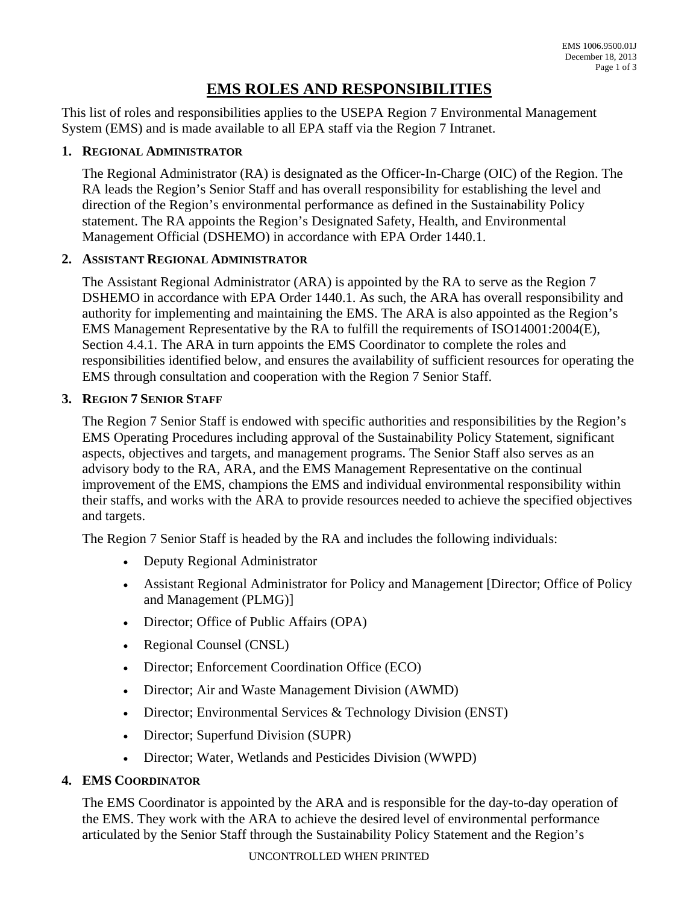# EMS ROLES AND RESPONSIBILITIES

This list of roles and responsibilities applies to the USEPA Region 7 Environmental Management System (EMS) and is made available to all EPA staff via the Region 7 Intranet.

## 1. Regional Administrator

The Regional Administrator (RA) is designated as the Officer-In-Charge (OIC) of the Region. The RA leads the Region's Senior Staff and has overall responsibility for establishing the level and direction of the Region's environmental performance as defined in the Sustainability Policy statement. The RA appoints the Region's Designated Safety, Health, and Environmental Management Official (DSHEMO) in accordance with EPA Order 1440.1.

## 2. Assistant Regional Administrator

The Assistant Regional Administrator (ARA) is appointed by the RA to serve as the Region 7 DSHEMO in accordance with EPA Order 1440.1. As such, the ARA has overall responsibility and authority for implementing and maintaining the EMS. The ARA is also appointed as the Region's EMS Management Representative by the RA to fulfill the requirements of ISO14001:2004(E), Section 4.4.1. The ARA in turn appoints the EMS Coordinator to complete the roles and responsibilities identified below, and ensures the availability of sufficient resources for operating the EMS through consultation and cooperation with the Region 7 Senior Staff.

## 3. Region 7 Senior Staff

The Region 7 Senior Staff is endowed with specific authorities and responsibilities by the Region's EMS Operating Procedures including approval of the Sustainability Policy Statement, significant aspects, objectives and targets, and management programs. The Senior Staff also serves as an advisory body to the RA, ARA, and the EMS Management Representative on the continual improvement of the EMS, champions the EMS and individual environmental responsibility within their staffs, and works with the ARA to provide resources needed to achieve the specified objectives and targets.

The Region 7 Senior Staff is headed by the RA and includes the following individuals:

- Deputy Regional Administrator
- Assistant Regional Administrator for Policy and Management [Director; Office of Policy and Management (PLMG)]
- Director; Office of Public Affairs (OPA)
- Regional Counsel (CNSL)
- Director; Enforcement Coordination Office (ECO)
- Director; Air and Waste Management Division (AWMD)
- Director; Environmental Services & Technology Division (ENST)
- Director; Superfund Division (SUPR)
- Director; Water, Wetlands and Pesticides Division (WWPD)

## 4. EMS Coordinator

The EMS Coordinator is appointed by the ARA and is responsible for the day-to-day operation of the EMS. They work with the ARA to achieve the desired level of environmental performance articulated by the Senior Staff through the Sustainability Policy Statement and the Region's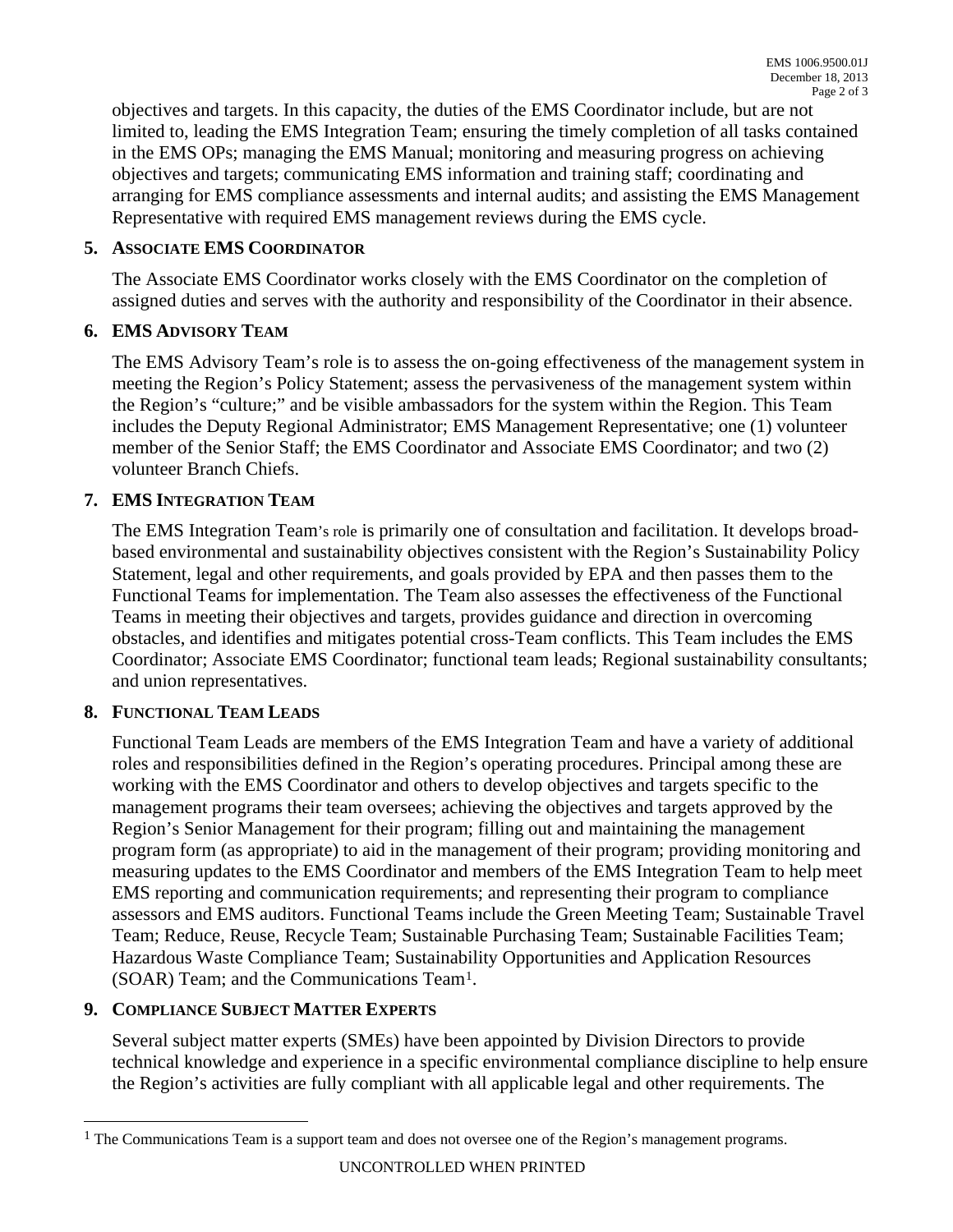objectives and targets. In this capacity, the duties of the EMS Coordinator include, but are not limited to, leading the EMS Integration Team; ensuring the timely completion of all tasks contained in the EMS OPs; managing the EMS Manual; monitoring and measuring progress on achieving objectives and targets; communicating EMS information and training staff; coordinating and arranging for EMS compliance assessments and internal audits; and assisting the EMS Management Representative with required EMS management reviews during the EMS cycle.

## 5. Associate EMS Coordinator

The Associate EMS Coordinator works closely with the EMS Coordinator on the completion of assigned duties and serves with the authority and responsibility of the Coordinator in their absence.

## 6. EMS Advisory Team

The EMS Advisory Team's role is to assess the on-going effectiveness of the management system in meeting the Region's Policy Statement; assess the pervasiveness of the management system within the Region's "culture;" and be visible ambassadors for the system within the Region. This Team includes the Deputy Regional Administrator; EMS Management Representative; one (1) volunteer member of the Senior Staff; the EMS Coordinator and Associate EMS Coordinator; and two (2) volunteer Branch Chiefs.

## 7. EMS Integration Team

The EMS Integration Team's role is primarily one of consultation and facilitation. It develops broad-based environmental and sustainability objectives consistent with the Region's Sustainability Policy Statement, legal and other requirements, and goals provided by EPA and then passes them to the Functional Teams for implementation. The Team also assesses the effectiveness of the Functional Teams in meeting their objectives and targets, provides guidance and direction in overcoming obstacles, and identifies and mitigates potential cross-Team conflicts. This Team includes the EMS Coordinator; Associate EMS Coordinator; functional team leads; Regional sustainability consultants; and union representatives.

## 8. Functional Team Leads

Functional Team Leads are members of the EMS Integration Team and have a variety of additional roles and responsibilities defined in the Region's operating procedures. Principal among these are working with the EMS Coordinator and others to develop objectives and targets specific to the management programs their team oversees; achieving the objectives and targets approved by the Region's Senior Management for their program; filling out and maintaining the management program form (as appropriate) to aid in the management of their program; providing monitoring and measuring updates to the EMS Coordinator and members of the EMS Integration Team to help meet EMS reporting and communication requirements; and representing their program to compliance assessors and EMS auditors. Functional Teams include the Green Meeting Team; Sustainable Travel Team; Reduce, Reuse, Recycle Team; Sustainable Purchasing Team; Sustainable Facilities Team; Hazardous Waste Compliance Team; Sustainability Opportunities and Application Resources (SOAR) Team; and the Communications Team[1].

## 9. Compliance Subject Matter Experts

Several subject matter experts (SMEs) have been appointed by Division Directors to provide technical knowledge and experience in a specific environmental compliance discipline to help ensure the Region's activities are fully compliant with all applicable legal and other requirements. The

[1] The Communications Team is a support team and does not oversee one of the Region's management programs.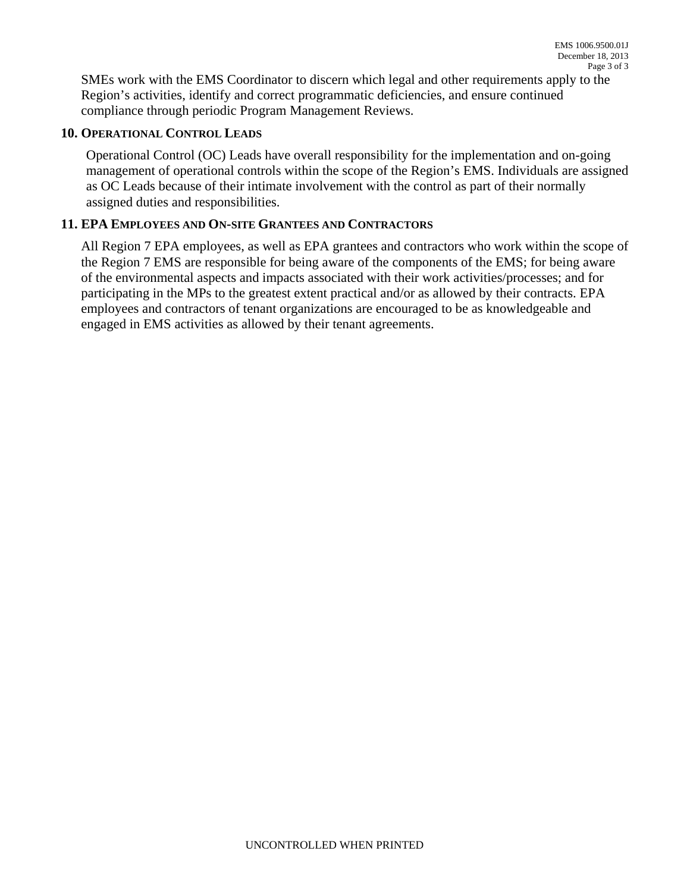SMEs work with the EMS Coordinator to discern which legal and other requirements apply to the Region's activities, identify and correct programmatic deficiencies, and ensure continued compliance through periodic Program Management Reviews.

## 10. Operational Control Leads

Operational Control (OC) Leads have overall responsibility for the implementation and on-going management of operational controls within the scope of the Region's EMS. Individuals are assigned as OC Leads because of their intimate involvement with the control as part of their normally assigned duties and responsibilities.

## 11. EPA Employees and On-site Grantees and Contractors

All Region 7 EPA employees, as well as EPA grantees and contractors who work within the scope of the Region 7 EMS are responsible for being aware of the components of the EMS; for being aware of the environmental aspects and impacts associated with their work activities/processes; and for participating in the MPs to the greatest extent practical and/or as allowed by their contracts. EPA employees and contractors of tenant organizations are encouraged to be as knowledgeable and engaged in EMS activities as allowed by their tenant agreements.